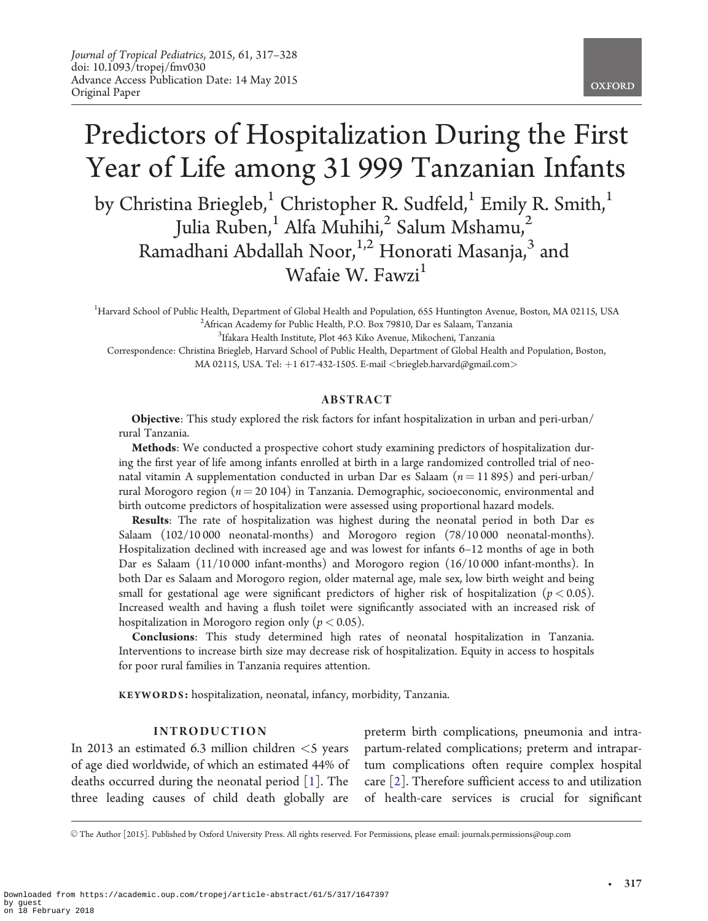# Predictors of Hospitalization During the First Year of Life among 31 999 Tanzanian Infants

by Christina Briegleb,[1] Christopher R. Sudfeld,[1] Emily R. Smith,[1] Julia Ruben,[1] Alfa Muhihi,[2] Salum Mshamu,[2] Ramadhani Abdallah Noor,[1,2] Honorati Masanja,[3] and Wafaie W. Fawzi[1]

[1]Harvard School of Public Health, Department of Global Health and Population, 655 Huntington Avenue, Boston, MA 02115, USA
[2]African Academy for Public Health, P.O. Box 79810, Dar es Salaam, Tanzania
[3]Ifakara Health Institute, Plot 463 Kiko Avenue, Mikocheni, Tanzania

Correspondence: Christina Briegleb, Harvard School of Public Health, Department of Global Health and Population, Boston, MA 02115, USA. Tel: +1 617-432-1505. E-mail <briegleb.harvard@gmail.com>

## ABSTRACT

**Objective**: This study explored the risk factors for infant hospitalization in urban and peri-urban/rural Tanzania.

**Methods**: We conducted a prospective cohort study examining predictors of hospitalization during the first year of life among infants enrolled at birth in a large randomized controlled trial of neonatal vitamin A supplementation conducted in urban Dar es Salaam ($n = 11\,895$) and peri-urban/rural Morogoro region ($n = 20\,104$) in Tanzania. Demographic, socioeconomic, environmental and birth outcome predictors of hospitalization were assessed using proportional hazard models.

**Results**: The rate of hospitalization was highest during the neonatal period in both Dar es Salaam (102/10 000 neonatal-months) and Morogoro region (78/10 000 neonatal-months). Hospitalization declined with increased age and was lowest for infants 6–12 months of age in both Dar es Salaam (11/10 000 infant-months) and Morogoro region (16/10 000 infant-months). In both Dar es Salaam and Morogoro region, older maternal age, male sex, low birth weight and being small for gestational age were significant predictors of higher risk of hospitalization ($p < 0.05$). Increased wealth and having a flush toilet were significantly associated with an increased risk of hospitalization in Morogoro region only ($p < 0.05$).

**Conclusions**: This study determined high rates of neonatal hospitalization in Tanzania. Interventions to increase birth size may decrease risk of hospitalization. Equity in access to hospitals for poor rural families in Tanzania requires attention.

**KEYWORDS:** hospitalization, neonatal, infancy, morbidity, Tanzania.

## INTRODUCTION

In 2013 an estimated 6.3 million children <5 years of age died worldwide, of which an estimated 44% of deaths occurred during the neonatal period [1]. The three leading causes of child death globally are preterm birth complications, pneumonia and intrapartum-related complications; preterm and intrapartum complications often require complex hospital care [2]. Therefore sufficient access to and utilization of health-care services is crucial for significant

© The Author [2015]. Published by Oxford University Press. All rights reserved. For Permissions, please email: journals.permissions@oup.com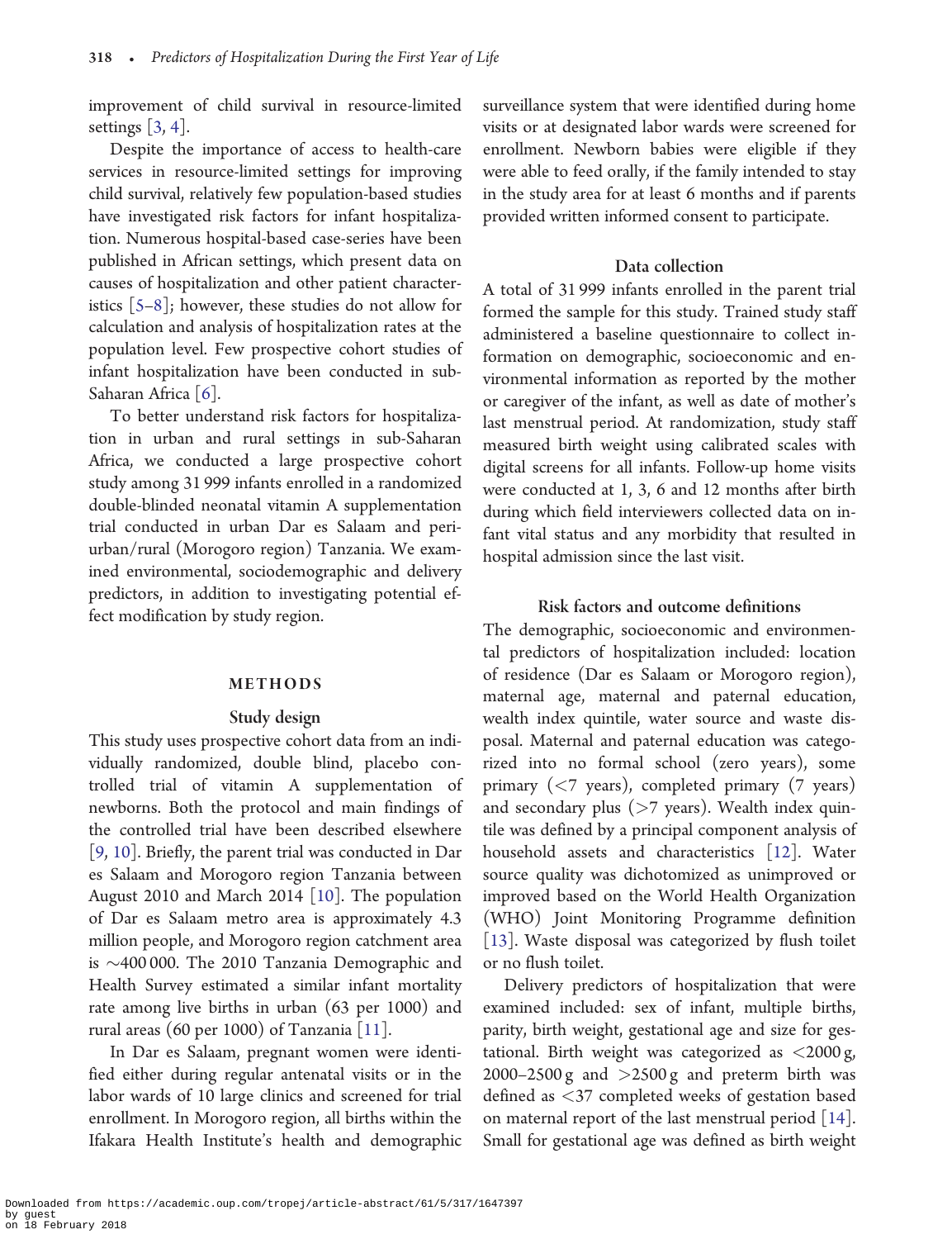improvement of child survival in resource-limited settings [3, 4].

Despite the importance of access to health-care services in resource-limited settings for improving child survival, relatively few population-based studies have investigated risk factors for infant hospitalization. Numerous hospital-based case-series have been published in African settings, which present data on causes of hospitalization and other patient characteristics [5–8]; however, these studies do not allow for calculation and analysis of hospitalization rates at the population level. Few prospective cohort studies of infant hospitalization have been conducted in sub-Saharan Africa [6].

To better understand risk factors for hospitalization in urban and rural settings in sub-Saharan Africa, we conducted a large prospective cohort study among 31 999 infants enrolled in a randomized double-blinded neonatal vitamin A supplementation trial conducted in urban Dar es Salaam and peri-urban/rural (Morogoro region) Tanzania. We examined environmental, sociodemographic and delivery predictors, in addition to investigating potential effect modification by study region.

## METHODS

### Study design

This study uses prospective cohort data from an individually randomized, double blind, placebo controlled trial of vitamin A supplementation of newborns. Both the protocol and main findings of the controlled trial have been described elsewhere [9, 10]. Briefly, the parent trial was conducted in Dar es Salaam and Morogoro region Tanzania between August 2010 and March 2014 [10]. The population of Dar es Salaam metro area is approximately 4.3 million people, and Morogoro region catchment area is ~400 000. The 2010 Tanzania Demographic and Health Survey estimated a similar infant mortality rate among live births in urban (63 per 1000) and rural areas (60 per 1000) of Tanzania [11].

In Dar es Salaam, pregnant women were identified either during regular antenatal visits or in the labor wards of 10 large clinics and screened for trial enrollment. In Morogoro region, all births within the Ifakara Health Institute's health and demographic surveillance system that were identified during home visits or at designated labor wards were screened for enrollment. Newborn babies were eligible if they were able to feed orally, if the family intended to stay in the study area for at least 6 months and if parents provided written informed consent to participate.

### Data collection

A total of 31 999 infants enrolled in the parent trial formed the sample for this study. Trained study staff administered a baseline questionnaire to collect information on demographic, socioeconomic and environmental information as reported by the mother or caregiver of the infant, as well as date of mother's last menstrual period. At randomization, study staff measured birth weight using calibrated scales with digital screens for all infants. Follow-up home visits were conducted at 1, 3, 6 and 12 months after birth during which field interviewers collected data on infant vital status and any morbidity that resulted in hospital admission since the last visit.

### Risk factors and outcome definitions

The demographic, socioeconomic and environmental predictors of hospitalization included: location of residence (Dar es Salaam or Morogoro region), maternal age, maternal and paternal education, wealth index quintile, water source and waste disposal. Maternal and paternal education was categorized into no formal school (zero years), some primary (<7 years), completed primary (7 years) and secondary plus (>7 years). Wealth index quintile was defined by a principal component analysis of household assets and characteristics [12]. Water source quality was dichotomized as unimproved or improved based on the World Health Organization (WHO) Joint Monitoring Programme definition [13]. Waste disposal was categorized by flush toilet or no flush toilet.

Delivery predictors of hospitalization that were examined included: sex of infant, multiple births, parity, birth weight, gestational age and size for gestational. Birth weight was categorized as <2000 g, 2000–2500 g and >2500 g and preterm birth was defined as <37 completed weeks of gestation based on maternal report of the last menstrual period [14]. Small for gestational age was defined as birth weight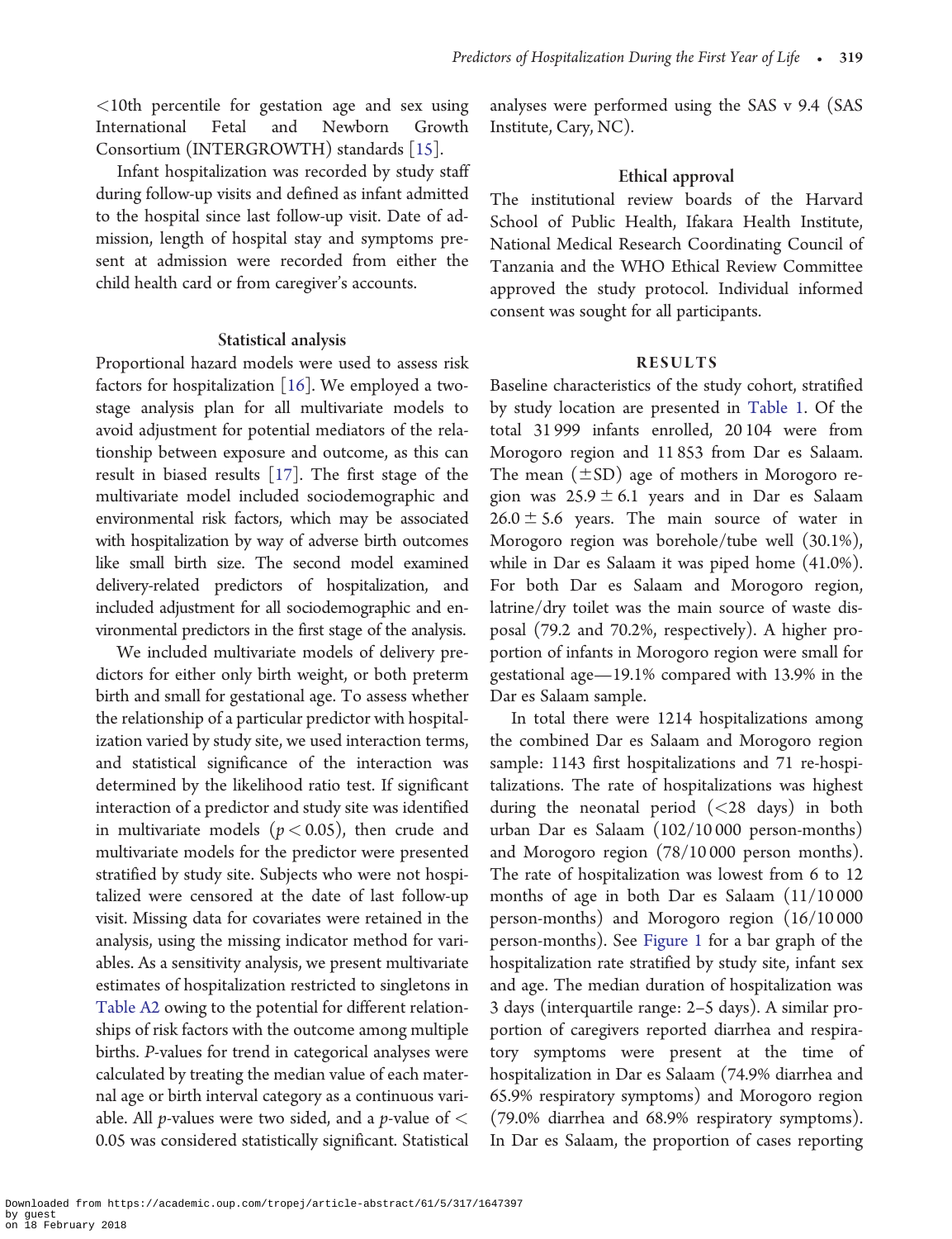<10th percentile for gestation age and sex using International Fetal and Newborn Growth Consortium (INTERGROWTH) standards [15].

Infant hospitalization was recorded by study staff during follow-up visits and defined as infant admitted to the hospital since last follow-up visit. Date of admission, length of hospital stay and symptoms present at admission were recorded from either the child health card or from caregiver's accounts.

### Statistical analysis

Proportional hazard models were used to assess risk factors for hospitalization [16]. We employed a two-stage analysis plan for all multivariate models to avoid adjustment for potential mediators of the relationship between exposure and outcome, as this can result in biased results [17]. The first stage of the multivariate model included sociodemographic and environmental risk factors, which may be associated with hospitalization by way of adverse birth outcomes like small birth size. The second model examined delivery-related predictors of hospitalization, and included adjustment for all sociodemographic and environmental predictors in the first stage of the analysis.

We included multivariate models of delivery predictors for either only birth weight, or both preterm birth and small for gestational age. To assess whether the relationship of a particular predictor with hospitalization varied by study site, we used interaction terms, and statistical significance of the interaction was determined by the likelihood ratio test. If significant interaction of a predictor and study site was identified in multivariate models ($p < 0.05$), then crude and multivariate models for the predictor were presented stratified by study site. Subjects who were not hospitalized were censored at the date of last follow-up visit. Missing data for covariates were retained in the analysis, using the missing indicator method for variables. As a sensitivity analysis, we present multivariate estimates of hospitalization restricted to singletons in Table A2 owing to the potential for different relationships of risk factors with the outcome among multiple births. *P*-values for trend in categorical analyses were calculated by treating the median value of each maternal age or birth interval category as a continuous variable. All *p*-values were two sided, and a *p*-value of < 0.05 was considered statistically significant. Statistical analyses were performed using the SAS v 9.4 (SAS Institute, Cary, NC).

### Ethical approval

The institutional review boards of the Harvard School of Public Health, Ifakara Health Institute, National Medical Research Coordinating Council of Tanzania and the WHO Ethical Review Committee approved the study protocol. Individual informed consent was sought for all participants.

## RESULTS

Baseline characteristics of the study cohort, stratified by study location are presented in Table 1. Of the total 31 999 infants enrolled, 20 104 were from Morogoro region and 11 853 from Dar es Salaam. The mean (±SD) age of mothers in Morogoro region was 25.9 ± 6.1 years and in Dar es Salaam 26.0 ± 5.6 years. The main source of water in Morogoro region was borehole/tube well (30.1%), while in Dar es Salaam it was piped home (41.0%). For both Dar es Salaam and Morogoro region, latrine/dry toilet was the main source of waste disposal (79.2 and 70.2%, respectively). A higher proportion of infants in Morogoro region were small for gestational age—19.1% compared with 13.9% in the Dar es Salaam sample.

In total there were 1214 hospitalizations among the combined Dar es Salaam and Morogoro region sample: 1143 first hospitalizations and 71 re-hospitalizations. The rate of hospitalizations was highest during the neonatal period (<28 days) in both urban Dar es Salaam (102/10 000 person-months) and Morogoro region (78/10 000 person months). The rate of hospitalization was lowest from 6 to 12 months of age in both Dar es Salaam (11/10 000 person-months) and Morogoro region (16/10 000 person-months). See Figure 1 for a bar graph of the hospitalization rate stratified by study site, infant sex and age. The median duration of hospitalization was 3 days (interquartile range: 2–5 days). A similar proportion of caregivers reported diarrhea and respiratory symptoms were present at the time of hospitalization in Dar es Salaam (74.9% diarrhea and 65.9% respiratory symptoms) and Morogoro region (79.0% diarrhea and 68.9% respiratory symptoms). In Dar es Salaam, the proportion of cases reporting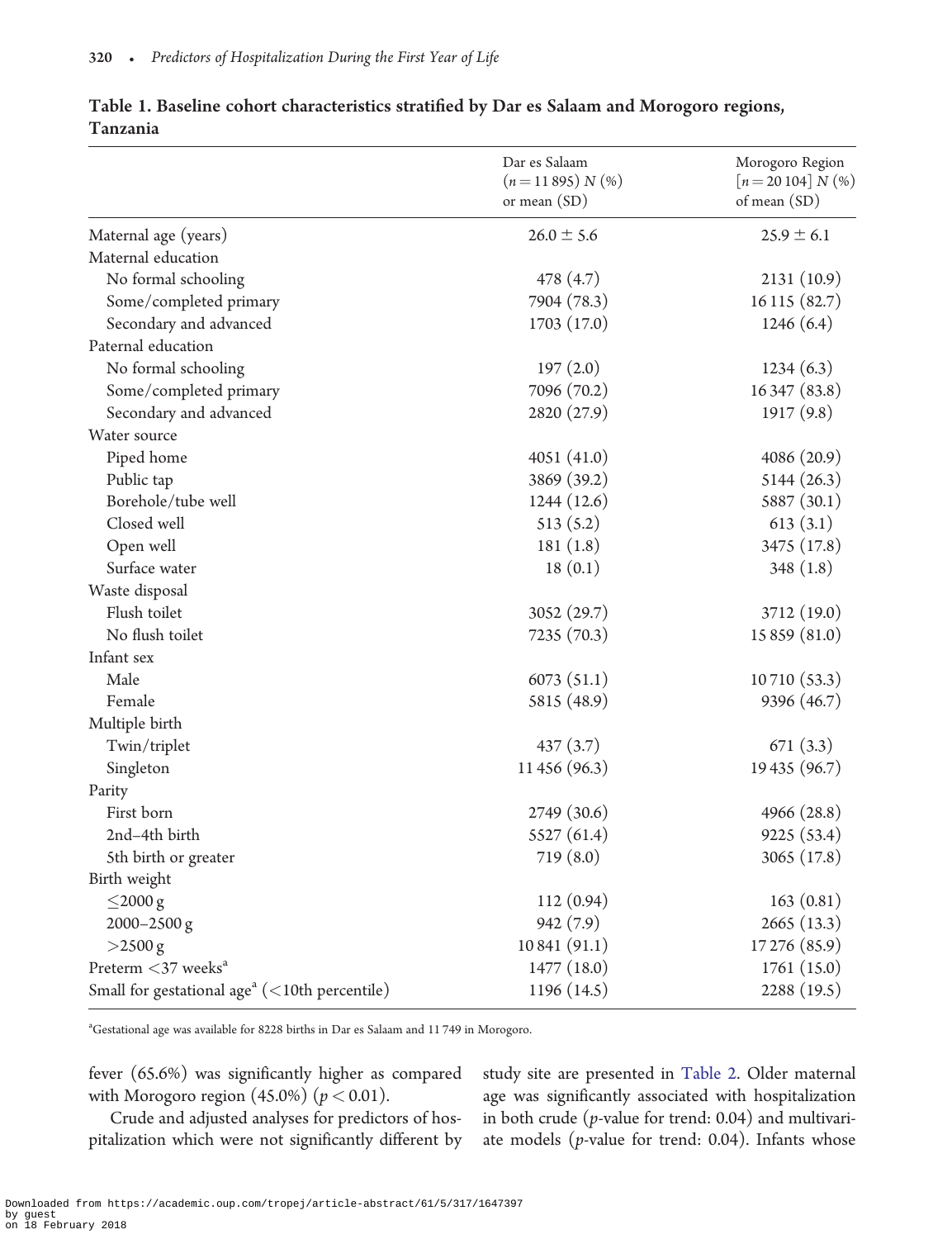**Table 1. Baseline cohort characteristics stratified by Dar es Salaam and Morogoro regions, Tanzania**

| | Dar es Salaam ($n = 11\,895$) $N$ (%) or mean (SD) | Morogoro Region [$n = 20\,104$] $N$ (%) of mean (SD) |
|---|---|---|
| Maternal age (years) | 26.0 ± 5.6 | 25.9 ± 6.1 |
| Maternal education | | |
| No formal schooling | 478 (4.7) | 2131 (10.9) |
| Some/completed primary | 7904 (78.3) | 16 115 (82.7) |
| Secondary and advanced | 1703 (17.0) | 1246 (6.4) |
| Paternal education | | |
| No formal schooling | 197 (2.0) | 1234 (6.3) |
| Some/completed primary | 7096 (70.2) | 16 347 (83.8) |
| Secondary and advanced | 2820 (27.9) | 1917 (9.8) |
| Water source | | |
| Piped home | 4051 (41.0) | 4086 (20.9) |
| Public tap | 3869 (39.2) | 5144 (26.3) |
| Borehole/tube well | 1244 (12.6) | 5887 (30.1) |
| Closed well | 513 (5.2) | 613 (3.1) |
| Open well | 181 (1.8) | 3475 (17.8) |
| Surface water | 18 (0.1) | 348 (1.8) |
| Waste disposal | | |
| Flush toilet | 3052 (29.7) | 3712 (19.0) |
| No flush toilet | 7235 (70.3) | 15 859 (81.0) |
| Infant sex | | |
| Male | 6073 (51.1) | 10 710 (53.3) |
| Female | 5815 (48.9) | 9396 (46.7) |
| Multiple birth | | |
| Twin/triplet | 437 (3.7) | 671 (3.3) |
| Singleton | 11 456 (96.3) | 19 435 (96.7) |
| Parity | | |
| First born | 2749 (30.6) | 4966 (28.8) |
| 2nd–4th birth | 5527 (61.4) | 9225 (53.4) |
| 5th birth or greater | 719 (8.0) | 3065 (17.8) |
| Birth weight | | |
| ≤2000 g | 112 (0.94) | 163 (0.81) |
| 2000–2500 g | 942 (7.9) | 2665 (13.3) |
| >2500 g | 10 841 (91.1) | 17 276 (85.9) |
| Preterm <37 weeks[a] | 1477 (18.0) | 1761 (15.0) |
| Small for gestational age[a] (<10th percentile) | 1196 (14.5) | 2288 (19.5) |

[a]Gestational age was available for 8228 births in Dar es Salaam and 11 749 in Morogoro.

fever (65.6%) was significantly higher as compared with Morogoro region (45.0%) ($p < 0.01$).

Crude and adjusted analyses for predictors of hospitalization which were not significantly different by study site are presented in Table 2. Older maternal age was significantly associated with hospitalization in both crude ($p$-value for trend: 0.04) and multivariate models ($p$-value for trend: 0.04). Infants whose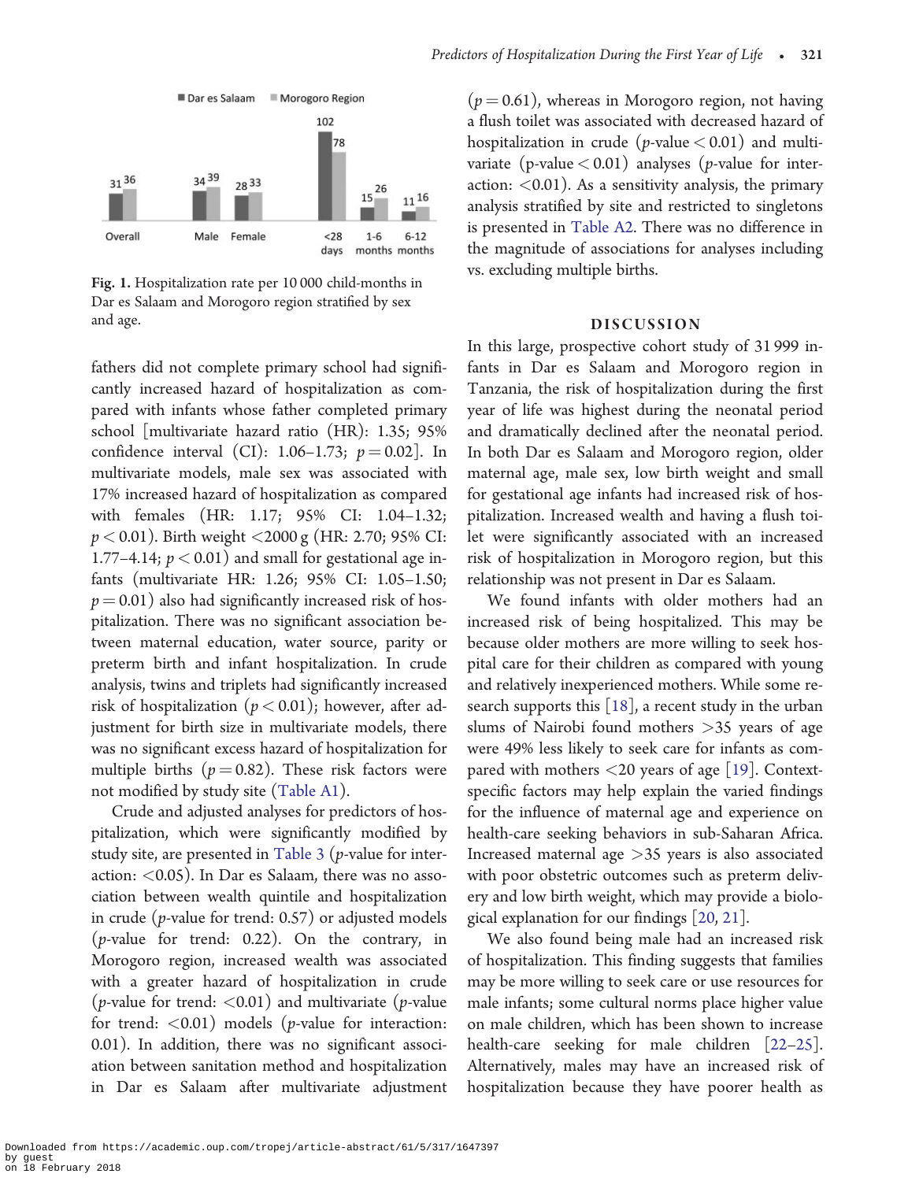Fig. 1. Hospitalization rate per 10 000 child-months in Dar es Salaam and Morogoro region stratified by sex and age.

fathers did not complete primary school had significantly increased hazard of hospitalization as compared with infants whose father completed primary school [multivariate hazard ratio (HR): 1.35; 95% confidence interval (CI): 1.06–1.73; $p = 0.02$]. In multivariate models, male sex was associated with 17% increased hazard of hospitalization as compared with females (HR: 1.17; 95% CI: 1.04–1.32; $p < 0.01$). Birth weight <2000 g (HR: 2.70; 95% CI: 1.77–4.14; $p < 0.01$) and small for gestational age infants (multivariate HR: 1.26; 95% CI: 1.05–1.50; $p = 0.01$) also had significantly increased risk of hospitalization. There was no significant association between maternal education, water source, parity or preterm birth and infant hospitalization. In crude analysis, twins and triplets had significantly increased risk of hospitalization ($p < 0.01$); however, after adjustment for birth size in multivariate models, there was no significant excess hazard of hospitalization for multiple births ($p = 0.82$). These risk factors were not modified by study site (Table A1).

Crude and adjusted analyses for predictors of hospitalization, which were significantly modified by study site, are presented in Table 3 ($p$-value for interaction: <0.05). In Dar es Salaam, there was no association between wealth quintile and hospitalization in crude ($p$-value for trend: 0.57) or adjusted models ($p$-value for trend: 0.22). On the contrary, in Morogoro region, increased wealth was associated with a greater hazard of hospitalization in crude ($p$-value for trend: <0.01) and multivariate ($p$-value for trend: <0.01) models ($p$-value for interaction: 0.01). In addition, there was no significant association between sanitation method and hospitalization in Dar es Salaam after multivariate adjustment ($p = 0.61$), whereas in Morogoro region, not having a flush toilet was associated with decreased hazard of hospitalization in crude ($p$-value < 0.01) and multivariate (p-value < 0.01) analyses ($p$-value for interaction: <0.01). As a sensitivity analysis, the primary analysis stratified by site and restricted to singletons is presented in Table A2. There was no difference in the magnitude of associations for analyses including vs. excluding multiple births.

## DISCUSSION

In this large, prospective cohort study of 31 999 infants in Dar es Salaam and Morogoro region in Tanzania, the risk of hospitalization during the first year of life was highest during the neonatal period and dramatically declined after the neonatal period. In both Dar es Salaam and Morogoro region, older maternal age, male sex, low birth weight and small for gestational age infants had increased risk of hospitalization. Increased wealth and having a flush toilet were significantly associated with an increased risk of hospitalization in Morogoro region, but this relationship was not present in Dar es Salaam.

We found infants with older mothers had an increased risk of being hospitalized. This may be because older mothers are more willing to seek hospital care for their children as compared with young and relatively inexperienced mothers. While some research supports this [18], a recent study in the urban slums of Nairobi found mothers >35 years of age were 49% less likely to seek care for infants as compared with mothers <20 years of age [19]. Context-specific factors may help explain the varied findings for the influence of maternal age and experience on health-care seeking behaviors in sub-Saharan Africa. Increased maternal age >35 years is also associated with poor obstetric outcomes such as preterm delivery and low birth weight, which may provide a biological explanation for our findings [20, 21].

We also found being male had an increased risk of hospitalization. This finding suggests that families may be more willing to seek care or use resources for male infants; some cultural norms place higher value on male children, which has been shown to increase health-care seeking for male children [22–25]. Alternatively, males may have an increased risk of hospitalization because they have poorer health as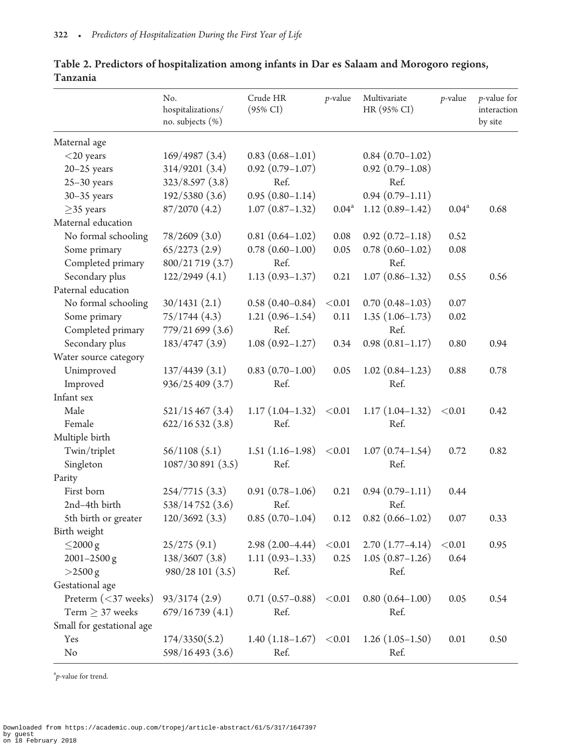**Table 2. Predictors of hospitalization among infants in Dar es Salaam and Morogoro regions, Tanzania**

| | No. hospitalizations/ no. subjects (%) | Crude HR (95% CI) | *p*-value | Multivariate HR (95% CI) | *p*-value | *p*-value for interaction by site |
|---|---|---|---|---|---|---|
| Maternal age | | | | | | |
| <20 years | 169/4987 (3.4) | 0.83 (0.68–1.01) | | 0.84 (0.70–1.02) | | |
| 20–25 years | 314/9201 (3.4) | 0.92 (0.79–1.07) | | 0.92 (0.79–1.08) | | |
| 25–30 years | 323/8.597 (3.8) | Ref. | | Ref. | | |
| 30–35 years | 192/5380 (3.6) | 0.95 (0.80–1.14) | | 0.94 (0.79–1.11) | | |
| ≥35 years | 87/2070 (4.2) | 1.07 (0.87–1.32) | 0.04[a] | 1.12 (0.89–1.42) | 0.04[a] | 0.68 |
| Maternal education | | | | | | |
| No formal schooling | 78/2609 (3.0) | 0.81 (0.64–1.02) | 0.08 | 0.92 (0.72–1.18) | 0.52 | |
| Some primary | 65/2273 (2.9) | 0.78 (0.60–1.00) | 0.05 | 0.78 (0.60–1.02) | 0.08 | |
| Completed primary | 800/21 719 (3.7) | Ref. | | Ref. | | |
| Secondary plus | 122/2949 (4.1) | 1.13 (0.93–1.37) | 0.21 | 1.07 (0.86–1.32) | 0.55 | 0.56 |
| Paternal education | | | | | | |
| No formal schooling | 30/1431 (2.1) | 0.58 (0.40–0.84) | <0.01 | 0.70 (0.48–1.03) | 0.07 | |
| Some primary | 75/1744 (4.3) | 1.21 (0.96–1.54) | 0.11 | 1.35 (1.06–1.73) | 0.02 | |
| Completed primary | 779/21 699 (3.6) | Ref. | | Ref. | | |
| Secondary plus | 183/4747 (3.9) | 1.08 (0.92–1.27) | 0.34 | 0.98 (0.81–1.17) | 0.80 | 0.94 |
| Water source category | | | | | | |
| Unimproved | 137/4439 (3.1) | 0.83 (0.70–1.00) | 0.05 | 1.02 (0.84–1.23) | 0.88 | 0.78 |
| Improved | 936/25 409 (3.7) | Ref. | | Ref. | | |
| Infant sex | | | | | | |
| Male | 521/15 467 (3.4) | 1.17 (1.04–1.32) | <0.01 | 1.17 (1.04–1.32) | <0.01 | 0.42 |
| Female | 622/16 532 (3.8) | Ref. | | Ref. | | |
| Multiple birth | | | | | | |
| Twin/triplet | 56/1108 (5.1) | 1.51 (1.16–1.98) | <0.01 | 1.07 (0.74–1.54) | 0.72 | 0.82 |
| Singleton | 1087/30 891 (3.5) | Ref. | | Ref. | | |
| Parity | | | | | | |
| First born | 254/7715 (3.3) | 0.91 (0.78–1.06) | 0.21 | 0.94 (0.79–1.11) | 0.44 | |
| 2nd–4th birth | 538/14 752 (3.6) | Ref. | | Ref. | | |
| 5th birth or greater | 120/3692 (3.3) | 0.85 (0.70–1.04) | 0.12 | 0.82 (0.66–1.02) | 0.07 | 0.33 |
| Birth weight | | | | | | |
| ≤2000 g | 25/275 (9.1) | 2.98 (2.00–4.44) | <0.01 | 2.70 (1.77–4.14) | <0.01 | 0.95 |
| 2001–2500 g | 138/3607 (3.8) | 1.11 (0.93–1.33) | 0.25 | 1.05 (0.87–1.26) | 0.64 | |
| >2500 g | 980/28 101 (3.5) | Ref. | | Ref. | | |
| Gestational age | | | | | | |
| Preterm (<37 weeks) | 93/3174 (2.9) | 0.71 (0.57–0.88) | <0.01 | 0.80 (0.64–1.00) | 0.05 | 0.54 |
| Term ≥ 37 weeks | 679/16 739 (4.1) | Ref. | | Ref. | | |
| Small for gestational age | | | | | | |
| Yes | 174/3350(5.2) | 1.40 (1.18–1.67) | <0.01 | 1.26 (1.05–1.50) | 0.01 | 0.50 |
| No | 598/16 493 (3.6) | Ref. | | Ref. | | |

[a] *p*-value for trend.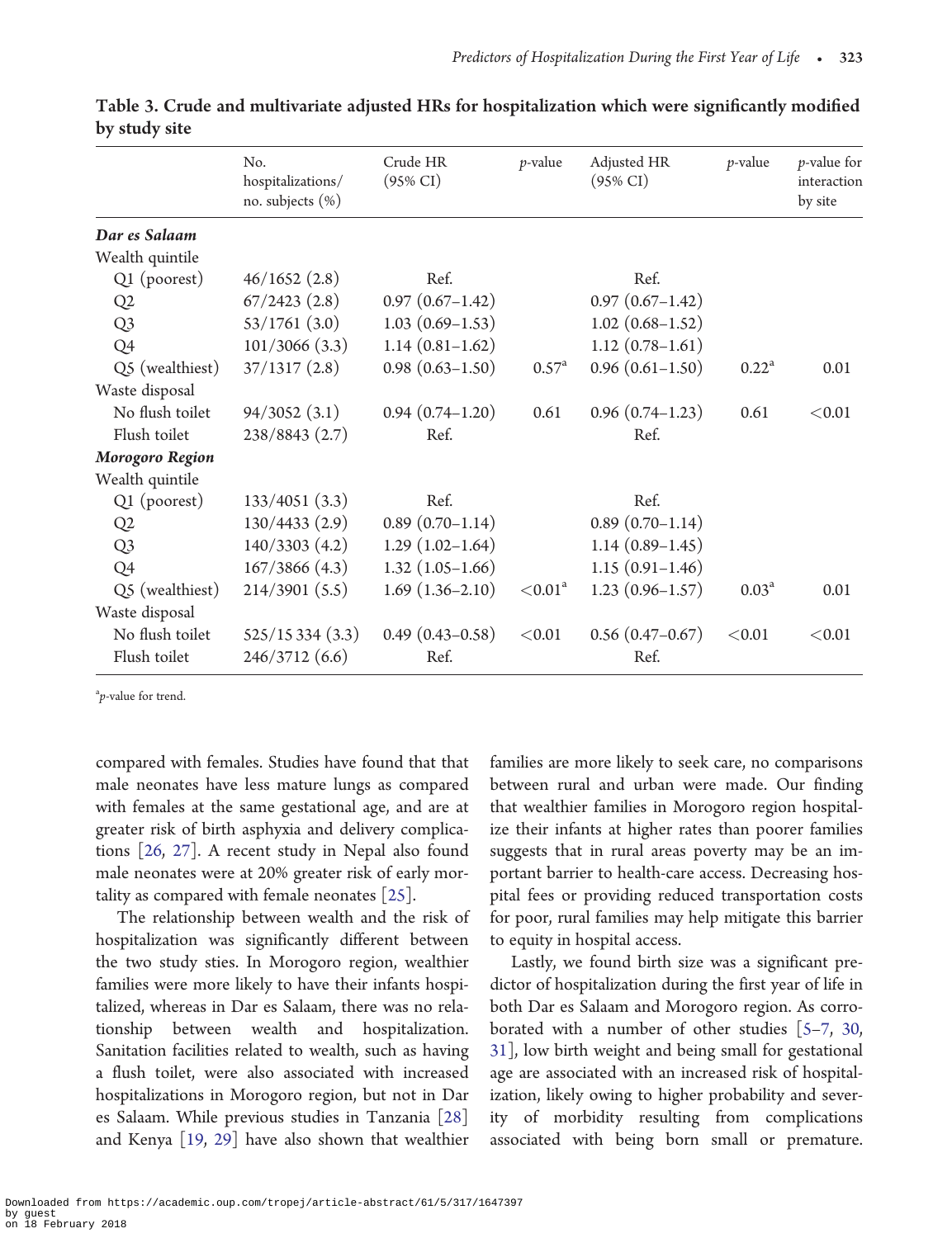**Table 3. Crude and multivariate adjusted HRs for hospitalization which were significantly modified by study site**

| | No. hospitalizations/ no. subjects (%) | Crude HR (95% CI) | *p*-value | Adjusted HR (95% CI) | *p*-value | *p*-value for interaction by site |
|---|---|---|---|---|---|---|
| ***Dar es Salaam*** | | | | | | |
| Wealth quintile | | | | | | |
| Q1 (poorest) | 46/1652 (2.8) | Ref. | | Ref. | | |
| Q2 | 67/2423 (2.8) | 0.97 (0.67–1.42) | | 0.97 (0.67–1.42) | | |
| Q3 | 53/1761 (3.0) | 1.03 (0.69–1.53) | | 1.02 (0.68–1.52) | | |
| Q4 | 101/3066 (3.3) | 1.14 (0.81–1.62) | | 1.12 (0.78–1.61) | | |
| Q5 (wealthiest) | 37/1317 (2.8) | 0.98 (0.63–1.50) | 0.57[a] | 0.96 (0.61–1.50) | 0.22[a] | 0.01 |
| Waste disposal | | | | | | |
| No flush toilet | 94/3052 (3.1) | 0.94 (0.74–1.20) | 0.61 | 0.96 (0.74–1.23) | 0.61 | <0.01 |
| Flush toilet | 238/8843 (2.7) | Ref. | | Ref. | | |
| ***Morogoro Region*** | | | | | | |
| Wealth quintile | | | | | | |
| Q1 (poorest) | 133/4051 (3.3) | Ref. | | Ref. | | |
| Q2 | 130/4433 (2.9) | 0.89 (0.70–1.14) | | 0.89 (0.70–1.14) | | |
| Q3 | 140/3303 (4.2) | 1.29 (1.02–1.64) | | 1.14 (0.89–1.45) | | |
| Q4 | 167/3866 (4.3) | 1.32 (1.05–1.66) | | 1.15 (0.91–1.46) | | |
| Q5 (wealthiest) | 214/3901 (5.5) | 1.69 (1.36–2.10) | <0.01[a] | 1.23 (0.96–1.57) | 0.03[a] | 0.01 |
| Waste disposal | | | | | | |
| No flush toilet | 525/15 334 (3.3) | 0.49 (0.43–0.58) | <0.01 | 0.56 (0.47–0.67) | <0.01 | <0.01 |
| Flush toilet | 246/3712 (6.6) | Ref. | | Ref. | | |

[a] *p*-value for trend.

compared with females. Studies have found that that male neonates have less mature lungs as compared with females at the same gestational age, and are at greater risk of birth asphyxia and delivery complications [26, 27]. A recent study in Nepal also found male neonates were at 20% greater risk of early mortality as compared with female neonates [25].

The relationship between wealth and the risk of hospitalization was significantly different between the two study sties. In Morogoro region, wealthier families were more likely to have their infants hospitalized, whereas in Dar es Salaam, there was no relationship between wealth and hospitalization. Sanitation facilities related to wealth, such as having a flush toilet, were also associated with increased hospitalizations in Morogoro region, but not in Dar es Salaam. While previous studies in Tanzania [28] and Kenya [19, 29] have also shown that wealthier families are more likely to seek care, no comparisons between rural and urban were made. Our finding that wealthier families in Morogoro region hospitalize their infants at higher rates than poorer families suggests that in rural areas poverty may be an important barrier to health-care access. Decreasing hospital fees or providing reduced transportation costs for poor, rural families may help mitigate this barrier to equity in hospital access.

Lastly, we found birth size was a significant predictor of hospitalization during the first year of life in both Dar es Salaam and Morogoro region. As corroborated with a number of other studies [5–7, 30, 31], low birth weight and being small for gestational age are associated with an increased risk of hospitalization, likely owing to higher probability and severity of morbidity resulting from complications associated with being born small or premature.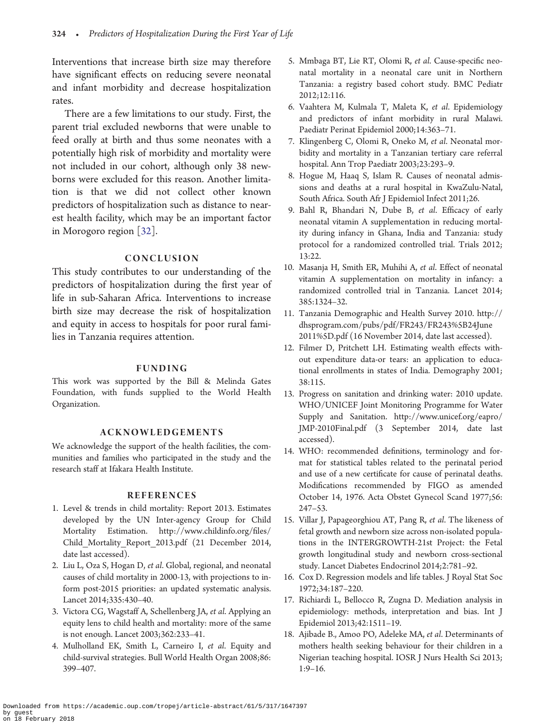Interventions that increase birth size may therefore have significant effects on reducing severe neonatal and infant morbidity and decrease hospitalization rates.

There are a few limitations to our study. First, the parent trial excluded newborns that were unable to feed orally at birth and thus some neonates with a potentially high risk of morbidity and mortality were not included in our cohort, although only 38 newborns were excluded for this reason. Another limitation is that we did not collect other known predictors of hospitalization such as distance to nearest health facility, which may be an important factor in Morogoro region [32].

## CONCLUSION

This study contributes to our understanding of the predictors of hospitalization during the first year of life in sub-Saharan Africa. Interventions to increase birth size may decrease the risk of hospitalization and equity in access to hospitals for poor rural families in Tanzania requires attention.

## FUNDING

This work was supported by the Bill & Melinda Gates Foundation, with funds supplied to the World Health Organization.

## ACKNOWLEDGEMENTS

We acknowledge the support of the health facilities, the communities and families who participated in the study and the research staff at Ifakara Health Institute.

## REFERENCES

1. Level & trends in child mortality: Report 2013. Estimates developed by the UN Inter-agency Group for Child Mortality Estimation. http://www.childinfo.org/files/Child_Mortality_Report_2013.pdf (21 December 2014, date last accessed).
2. Liu L, Oza S, Hogan D, *et al*. Global, regional, and neonatal causes of child mortality in 2000-13, with projections to inform post-2015 priorities: an updated systematic analysis. Lancet 2014;335:430–40.
3. Victora CG, Wagstaff A, Schellenberg JA, *et al*. Applying an equity lens to child health and mortality: more of the same is not enough. Lancet 2003;362:233–41.
4. Mulholland EK, Smith L, Carneiro I, *et al*. Equity and child-survival strategies. Bull World Health Organ 2008;86: 399–407.
5. Mmbaga BT, Lie RT, Olomi R, *et al*. Cause-specific neonatal mortality in a neonatal care unit in Northern Tanzania: a registry based cohort study. BMC Pediatr 2012;12:116.
6. Vaahtera M, Kulmala T, Maleta K, *et al*. Epidemiology and predictors of infant morbidity in rural Malawi. Paediatr Perinat Epidemiol 2000;14:363–71.
7. Klingenberg C, Olomi R, Oneko M, *et al*. Neonatal morbidity and mortality in a Tanzanian tertiary care referral hospital. Ann Trop Paediatr 2003;23:293–9.
8. Hogue M, Haaq S, Islam R. Causes of neonatal admissions and deaths at a rural hospital in KwaZulu-Natal, South Africa. South Afr J Epidemiol Infect 2011;26.
9. Bahl R, Bhandari N, Dube B, *et al*. Efficacy of early neonatal vitamin A supplementation in reducing mortality during infancy in Ghana, India and Tanzania: study protocol for a randomized controlled trial. Trials 2012; 13:22.
10. Masanja H, Smith ER, Muhihi A, *et al*. Effect of neonatal vitamin A supplementation on mortality in infancy: a randomized controlled trial in Tanzania. Lancet 2014; 385:1324–32.
11. Tanzania Demographic and Health Survey 2010. http://dhsprogram.com/pubs/pdf/FR243/FR243%5B24June2011%5D.pdf (16 November 2014, date last accessed).
12. Filmer D, Pritchett LH. Estimating wealth effects without expenditure data-or tears: an application to educational enrollments in states of India. Demography 2001; 38:115.
13. Progress on sanitation and drinking water: 2010 update. WHO/UNICEF Joint Monitoring Programme for Water Supply and Sanitation. http://www.unicef.org/eapro/JMP-2010Final.pdf (3 September 2014, date last accessed).
14. WHO: recommended definitions, terminology and format for statistical tables related to the perinatal period and use of a new certificate for cause of perinatal deaths. Modifications recommended by FIGO as amended October 14, 1976. Acta Obstet Gynecol Scand 1977;56: 247–53.
15. Villar J, Papageorghiou AT, Pang R, *et al*. The likeness of fetal growth and newborn size across non-isolated populations in the INTERGROWTH-21st Project: the Fetal growth longitudinal study and newborn cross-sectional study. Lancet Diabetes Endocrinol 2014;2:781–92.
16. Cox D. Regression models and life tables. J Royal Stat Soc 1972;34:187–220.
17. Richiardi L, Bellocco R, Zugna D. Mediation analysis in epidemiology: methods, interpretation and bias. Int J Epidemiol 2013;42:1511–19.
18. Ajibade B., Amoo PO, Adeleke MA, *et al*. Determinants of mothers health seeking behaviour for their children in a Nigerian teaching hospital. IOSR J Nurs Health Sci 2013; 1:9–16.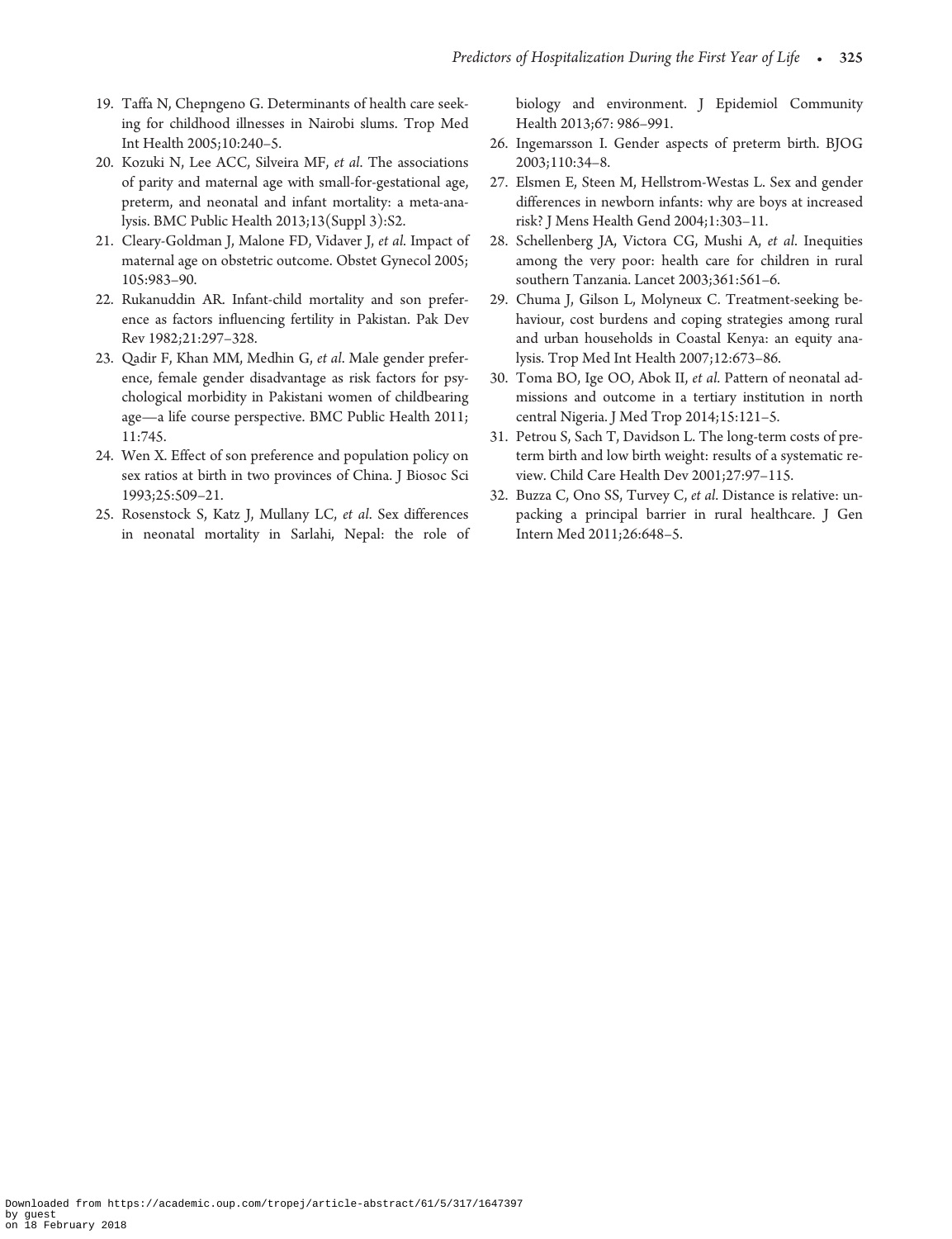19. Taffa N, Chepngeno G. Determinants of health care seeking for childhood illnesses in Nairobi slums. Trop Med Int Health 2005;10:240–5.
20. Kozuki N, Lee ACC, Silveira MF, *et al*. The associations of parity and maternal age with small-for-gestational age, preterm, and neonatal and infant mortality: a meta-analysis. BMC Public Health 2013;13(Suppl 3):S2.
21. Cleary-Goldman J, Malone FD, Vidaver J, *et al*. Impact of maternal age on obstetric outcome. Obstet Gynecol 2005; 105:983–90.
22. Rukanuddin AR. Infant-child mortality and son preference as factors influencing fertility in Pakistan. Pak Dev Rev 1982;21:297–328.
23. Qadir F, Khan MM, Medhin G, *et al*. Male gender preference, female gender disadvantage as risk factors for psychological morbidity in Pakistani women of childbearing age—a life course perspective. BMC Public Health 2011; 11:745.
24. Wen X. Effect of son preference and population policy on sex ratios at birth in two provinces of China. J Biosoc Sci 1993;25:509–21.
25. Rosenstock S, Katz J, Mullany LC, *et al*. Sex differences in neonatal mortality in Sarlahi, Nepal: the role of biology and environment. J Epidemiol Community Health 2013;67: 986–991.
26. Ingemarsson I. Gender aspects of preterm birth. BJOG 2003;110:34–8.
27. Elsmen E, Steen M, Hellstrom-Westas L. Sex and gender differences in newborn infants: why are boys at increased risk? J Mens Health Gend 2004;1:303–11.
28. Schellenberg JA, Victora CG, Mushi A, *et al*. Inequities among the very poor: health care for children in rural southern Tanzania. Lancet 2003;361:561–6.
29. Chuma J, Gilson L, Molyneux C. Treatment-seeking behaviour, cost burdens and coping strategies among rural and urban households in Coastal Kenya: an equity analysis. Trop Med Int Health 2007;12:673–86.
30. Toma BO, Ige OO, Abok II, *et al*. Pattern of neonatal admissions and outcome in a tertiary institution in north central Nigeria. J Med Trop 2014;15:121–5.
31. Petrou S, Sach T, Davidson L. The long-term costs of preterm birth and low birth weight: results of a systematic review. Child Care Health Dev 2001;27:97–115.
32. Buzza C, Ono SS, Turvey C, *et al*. Distance is relative: unpacking a principal barrier in rural healthcare. J Gen Intern Med 2011;26:648–5.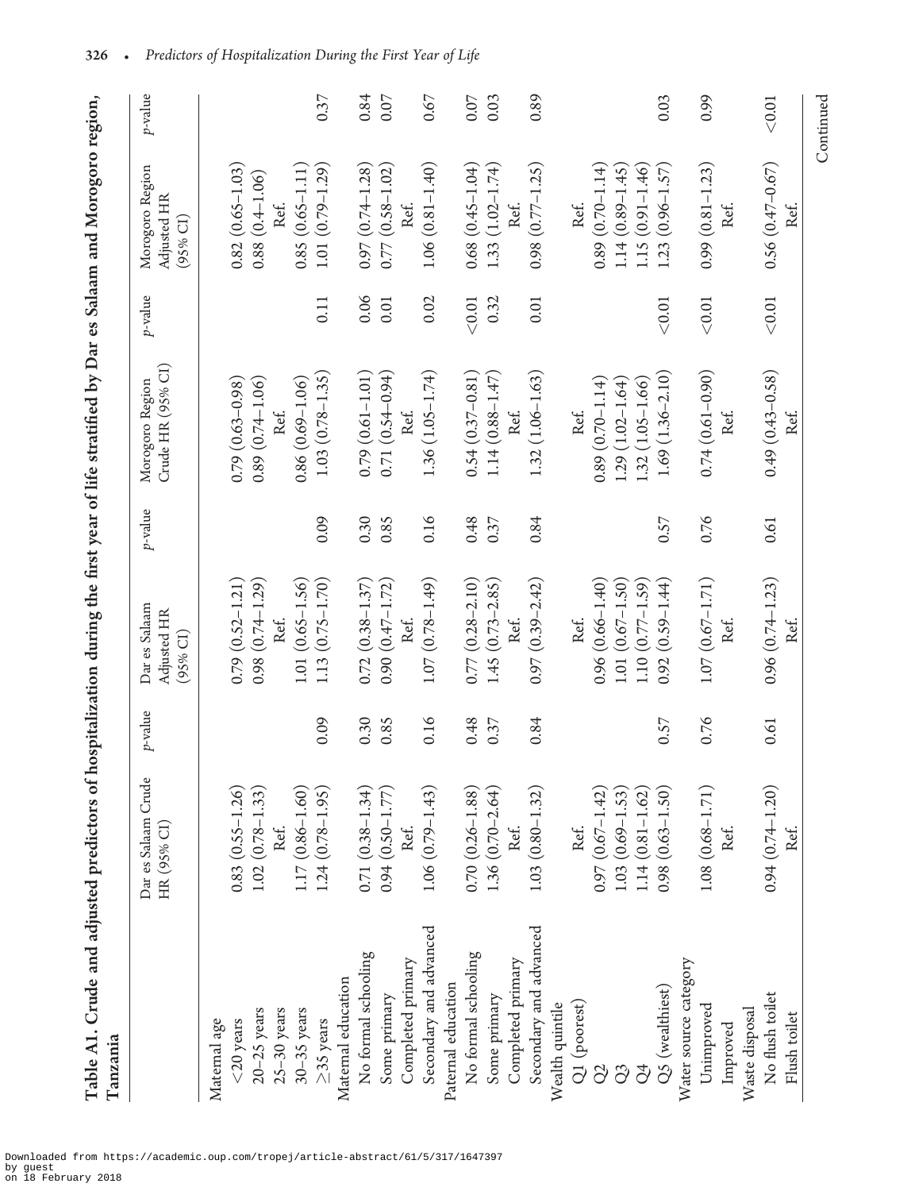**Table A1. Crude and adjusted predictors of hospitalization during the first year of life stratified by Dar es Salaam and Morogoro region, Tanzania**

| | Dar es Salaam Crude HR (95% CI) | p-value | Dar es Salaam Adjusted HR (95% CI) | p-value | Morogoro Region Crude HR (95% CI) | p-value | Morogoro Region Adjusted HR (95% CI) | p-value |
|---|---|---|---|---|---|---|---|---|
| Maternal age | | | | | | | | |
| <20 years | 0.83 (0.55–1.26) | | 0.79 (0.52–1.21) | | 0.79 (0.63–0.98) | | 0.82 (0.65–1.03) | |
| 20–25 years | 1.02 (0.78–1.33) | | 0.98 (0.74–1.29) | | 0.89 (0.74–1.06) | | 0.88 (0.4–1.06) | |
| 25–30 years | Ref. | | Ref. | | Ref. | | Ref. | |
| 30–35 years | 1.17 (0.86–1.60) | | 1.01 (0.65–1.56) | | 0.86 (0.69–1.06) | | 0.85 (0.65–1.11) | |
| ≥35 years | 1.24 (0.78–1.95) | 0.09 | 1.13 (0.75–1.70) | 0.09 | 1.03 (0.78–1.35) | 0.11 | 1.01 (0.79–1.29) | 0.37 |
| Maternal education | | | | | | | | |
| No formal schooling | 0.71 (0.38–1.34) | 0.30 | 0.72 (0.38–1.37) | 0.30 | 0.79 (0.61–1.01) | 0.06 | 0.97 (0.74–1.28) | 0.84 |
| Some primary | 0.94 (0.50–1.77) | 0.85 | 0.90 (0.47–1.72) | 0.85 | 0.71 (0.54–0.94) | 0.01 | 0.77 (0.58–1.02) | 0.07 |
| Completed primary | Ref. | | Ref. | | Ref. | | Ref. | |
| Secondary and advanced | 1.06 (0.79–1.43) | 0.16 | 1.07 (0.78–1.49) | 0.16 | 1.36 (1.05–1.74) | 0.02 | 1.06 (0.81–1.40) | 0.67 |
| Paternal education | | | | | | | | |
| No formal schooling | 0.70 (0.26–1.88) | 0.48 | 0.77 (0.28–2.10) | 0.48 | 0.54 (0.37–0.81) | <0.01 | 0.68 (0.45–1.04) | 0.07 |
| Some primary | 1.36 (0.70–2.64) | 0.37 | 1.45 (0.73–2.85) | 0.37 | 1.14 (0.88–1.47) | 0.32 | 1.33 (1.02–1.74) | 0.03 |
| Completed primary | Ref. | | Ref. | | Ref. | | Ref. | |
| Secondary and advanced | 1.03 (0.80–1.32) | 0.84 | 0.97 (0.39–2.42) | 0.84 | 1.32 (1.06–1.63) | 0.01 | 0.98 (0.77–1.25) | 0.89 |
| Wealth quintile | | | | | | | | |
| Q1 (poorest) | Ref. | | Ref. | | Ref. | | Ref. | |
| Q2 | 0.97 (0.67–1.42) | | 0.96 (0.66–1.40) | | 0.89 (0.70–1.14) | | 0.89 (0.70–1.14) | |
| Q3 | 1.03 (0.69–1.53) | | 1.01 (0.67–1.50) | | 1.29 (1.02–1.64) | | 1.14 (0.89–1.45) | |
| Q4 | 1.14 (0.81–1.62) | | 1.10 (0.77–1.59) | | 1.32 (1.05–1.66) | | 1.15 (0.91–1.46) | |
| Q5 (wealthiest) | 0.98 (0.63–1.50) | 0.57 | 0.92 (0.59–1.44) | 0.57 | 1.69 (1.36–2.10) | <0.01 | 1.23 (0.96–1.57) | 0.03 |
| Water source category | | | | | | | | |
| Unimproved | 1.08 (0.68–1.71) | 0.76 | 1.07 (0.67–1.71) | 0.76 | 0.74 (0.61–0.90) | <0.01 | 0.99 (0.81–1.23) | 0.99 |
| Improved | Ref. | | Ref. | | Ref. | | Ref. | |
| Waste disposal | | | | | | | | |
| No flush toilet | 0.94 (0.74–1.20) | 0.61 | 0.96 (0.74–1.23) | 0.61 | 0.49 (0.43–0.58) | <0.01 | 0.56 (0.47–0.67) | <0.01 |
| Flush toilet | Ref. | | Ref. | | Ref. | | Ref. | |

Continued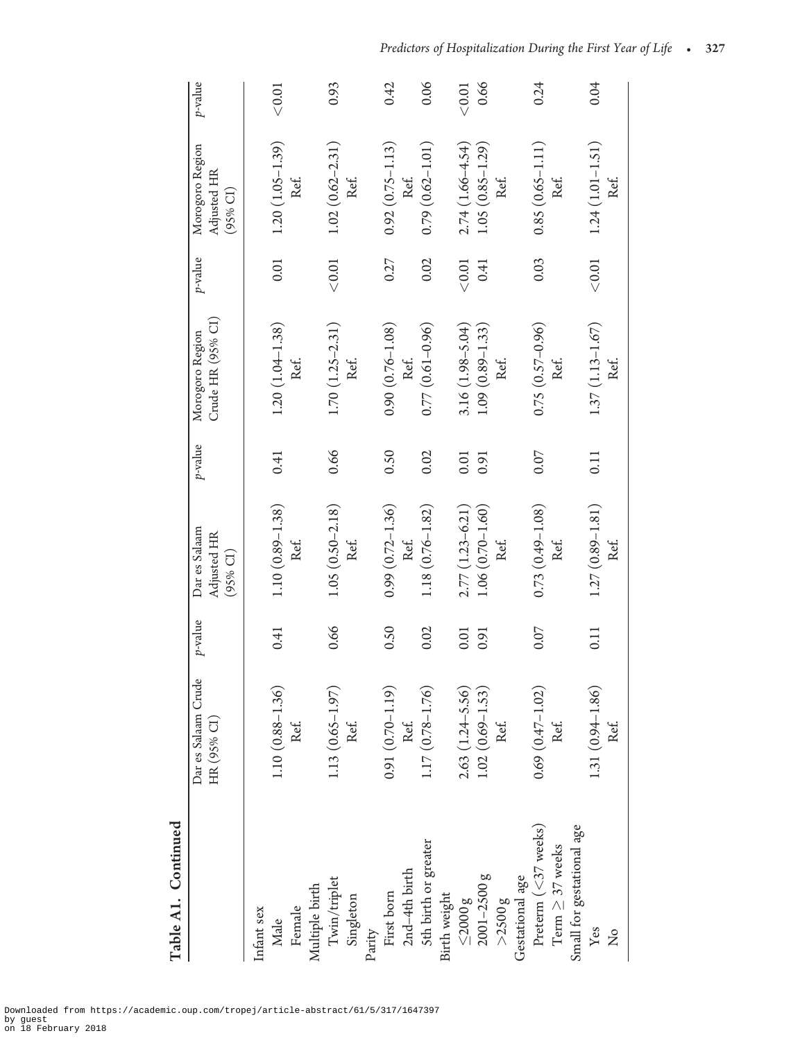**Table A1. Continued**

| | Dar es Salaam Crude HR (95% CI) | p-value | Dar es Salaam Adjusted HR (95% CI) | p-value | Morogoro Region Crude HR (95% CI) | p-value | Morogoro Region Adjusted HR (95% CI) | p-value |
|---|---|---|---|---|---|---|---|---|
| Infant sex | | | | | | | | |
| Male | 1.10 (0.88–1.36) | 0.41 | 1.10 (0.89–1.38) | 0.41 | 1.20 (1.04–1.38) | 0.01 | 1.20 (1.05–1.39) | <0.01 |
| Female | Ref. | | Ref. | | Ref. | | Ref. | |
| Multiple birth | | | | | | | | |
| Twin/triplet | 1.13 (0.65–1.97) | 0.66 | 1.05 (0.50–2.18) | 0.66 | 1.70 (1.25–2.31) | <0.01 | 1.02 (0.62–2.31) | 0.93 |
| Singleton | Ref. | | Ref. | | Ref. | | Ref. | |
| Parity | | | | | | | | |
| First born | 0.91 (0.70–1.19) | 0.50 | 0.99 (0.72–1.36) | 0.50 | 0.90 (0.76–1.08) | 0.27 | 0.92 (0.75–1.13) | 0.42 |
| 2nd–4th birth | Ref. | | Ref. | | Ref. | | Ref. | |
| 5th birth or greater | 1.17 (0.78–1.76) | 0.02 | 1.18 (0.76–1.82) | 0.02 | 0.77 (0.61–0.96) | 0.02 | 0.79 (0.62–1.01) | 0.06 |
| Birth weight | | | | | | | | |
| ≤2000 g | 2.63 (1.24–5.56) | 0.01 | 2.77 (1.23–6.21) | 0.01 | 3.16 (1.98–5.04) | <0.01 | 2.74 (1.66–4.54) | <0.01 |
| 2001–2500 g | 1.02 (0.69–1.53) | 0.91 | 1.06 (0.70–1.60) | 0.91 | 1.09 (0.89–1.33) | 0.41 | 1.05 (0.85–1.29) | 0.66 |
| >2500 g | Ref. | | Ref. | | Ref. | | Ref. | |
| Gestational age | | | | | | | | |
| Preterm (<37 weeks) | 0.69 (0.47–1.02) | 0.07 | 0.73 (0.49–1.08) | 0.07 | 0.75 (0.57–0.96) | 0.03 | 0.85 (0.65–1.11) | 0.24 |
| Term ≥ 37 weeks | Ref. | | Ref. | | Ref. | | Ref. | |
| Small for gestational age | | | | | | | | |
| Yes | 1.31 (0.94–1.86) | 0.11 | 1.27 (0.89–1.81) | 0.11 | 1.37 (1.13–1.67) | <0.01 | 1.24 (1.01–1.51) | 0.04 |
| No | Ref. | | Ref. | | Ref. | | Ref. | |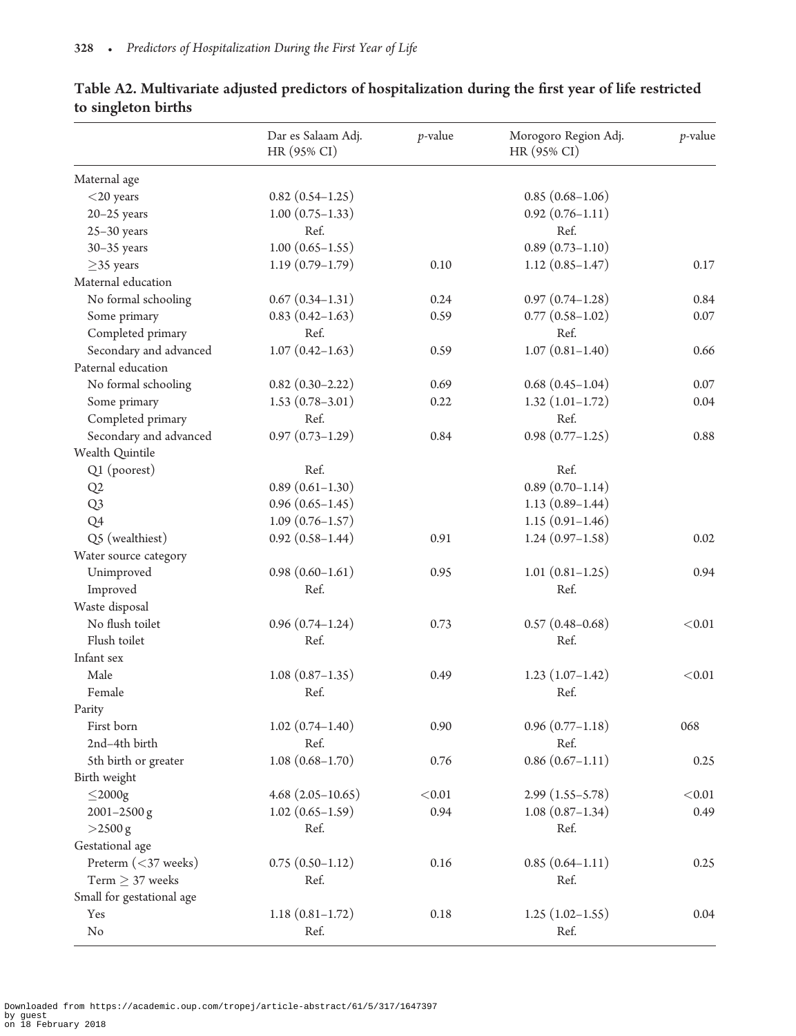**Table A2. Multivariate adjusted predictors of hospitalization during the first year of life restricted to singleton births**

| | Dar es Salaam Adj. HR (95% CI) | *p*-value | Morogoro Region Adj. HR (95% CI) | *p*-value |
|---|---|---|---|---|
| Maternal age | | | | |
| <20 years | 0.82 (0.54–1.25) | | 0.85 (0.68–1.06) | |
| 20–25 years | 1.00 (0.75–1.33) | | 0.92 (0.76–1.11) | |
| 25–30 years | Ref. | | Ref. | |
| 30–35 years | 1.00 (0.65–1.55) | | 0.89 (0.73–1.10) | |
| ≥35 years | 1.19 (0.79–1.79) | 0.10 | 1.12 (0.85–1.47) | 0.17 |
| Maternal education | | | | |
| No formal schooling | 0.67 (0.34–1.31) | 0.24 | 0.97 (0.74–1.28) | 0.84 |
| Some primary | 0.83 (0.42–1.63) | 0.59 | 0.77 (0.58–1.02) | 0.07 |
| Completed primary | Ref. | | Ref. | |
| Secondary and advanced | 1.07 (0.42–1.63) | 0.59 | 1.07 (0.81–1.40) | 0.66 |
| Paternal education | | | | |
| No formal schooling | 0.82 (0.30–2.22) | 0.69 | 0.68 (0.45–1.04) | 0.07 |
| Some primary | 1.53 (0.78–3.01) | 0.22 | 1.32 (1.01–1.72) | 0.04 |
| Completed primary | Ref. | | Ref. | |
| Secondary and advanced | 0.97 (0.73–1.29) | 0.84 | 0.98 (0.77–1.25) | 0.88 |
| Wealth Quintile | | | | |
| Q1 (poorest) | Ref. | | Ref. | |
| Q2 | 0.89 (0.61–1.30) | | 0.89 (0.70–1.14) | |
| Q3 | 0.96 (0.65–1.45) | | 1.13 (0.89–1.44) | |
| Q4 | 1.09 (0.76–1.57) | | 1.15 (0.91–1.46) | |
| Q5 (wealthiest) | 0.92 (0.58–1.44) | 0.91 | 1.24 (0.97–1.58) | 0.02 |
| Water source category | | | | |
| Unimproved | 0.98 (0.60–1.61) | 0.95 | 1.01 (0.81–1.25) | 0.94 |
| Improved | Ref. | | Ref. | |
| Waste disposal | | | | |
| No flush toilet | 0.96 (0.74–1.24) | 0.73 | 0.57 (0.48–0.68) | <0.01 |
| Flush toilet | Ref. | | Ref. | |
| Infant sex | | | | |
| Male | 1.08 (0.87–1.35) | 0.49 | 1.23 (1.07–1.42) | <0.01 |
| Female | Ref. | | Ref. | |
| Parity | | | | |
| First born | 1.02 (0.74–1.40) | 0.90 | 0.96 (0.77–1.18) | 068 |
| 2nd–4th birth | Ref. | | Ref. | |
| 5th birth or greater | 1.08 (0.68–1.70) | 0.76 | 0.86 (0.67–1.11) | 0.25 |
| Birth weight | | | | |
| ≤2000g | 4.68 (2.05–10.65) | <0.01 | 2.99 (1.55–5.78) | <0.01 |
| 2001–2500 g | 1.02 (0.65–1.59) | 0.94 | 1.08 (0.87–1.34) | 0.49 |
| >2500 g | Ref. | | Ref. | |
| Gestational age | | | | |
| Preterm (<37 weeks) | 0.75 (0.50–1.12) | 0.16 | 0.85 (0.64–1.11) | 0.25 |
| Term ≥ 37 weeks | Ref. | | Ref. | |
| Small for gestational age | | | | |
| Yes | 1.18 (0.81–1.72) | 0.18 | 1.25 (1.02–1.55) | 0.04 |
| No | Ref. | | Ref. | |